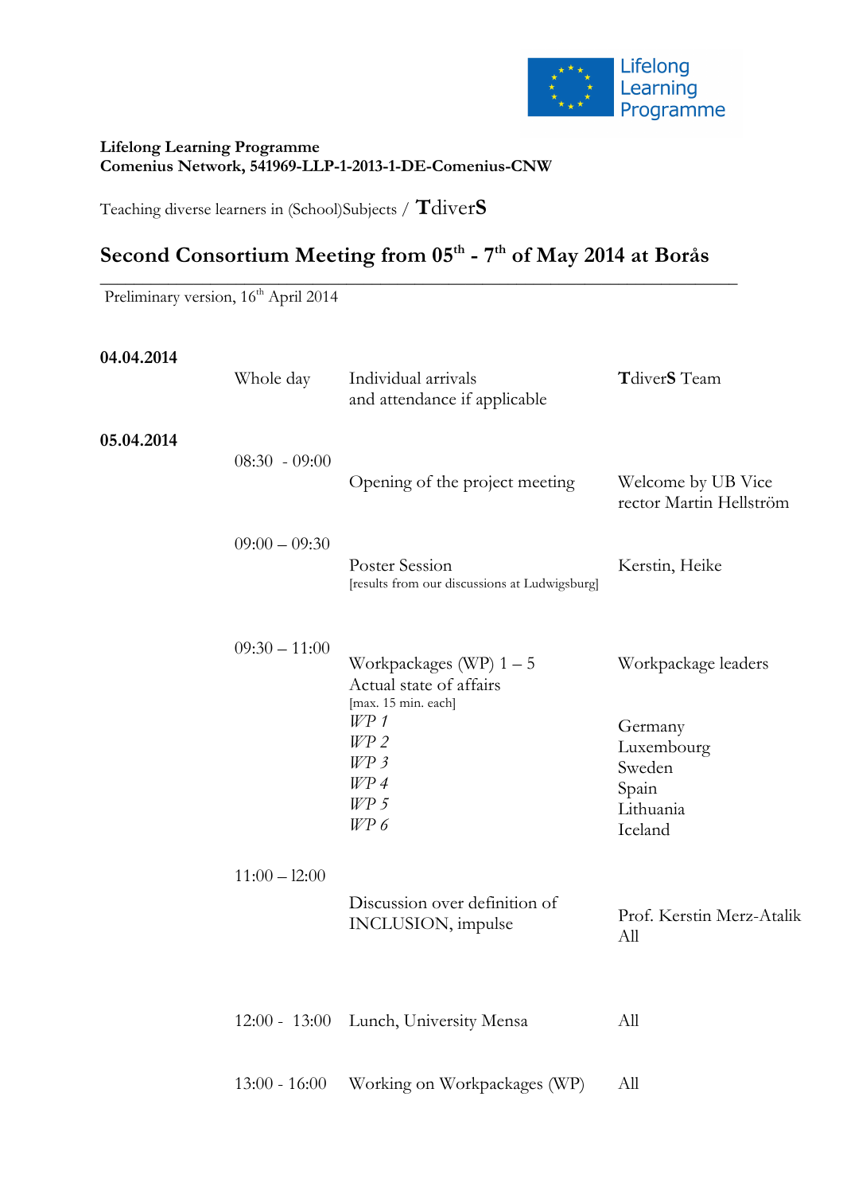Lifelong Learning Programme

**Lifelong Learning Programme**
**Comenius Network, 541969-LLP-1-2013-1-DE-Comenius-CNW**

Teaching diverse learners in (School)Subjects / **T**diver**S**

# Second Consortium Meeting from 05th - 7th of May 2014 at Borås

Preliminary version, 16th April 2014

| | | | |
|---|---|---|---|
| **04.04.2014** | Whole day | Individual arrivals and attendance if applicable | **T**diver**S** Team |
| **05.04.2014** | 08:30 - 09:00 | Opening of the project meeting | Welcome by UB Vice rector Martin Hellström |
| | 09:00 – 09:30 | Poster Session [results from our discussions at Ludwigsburg] | Kerstin, Heike |
| | 09:30 – 11:00 | Workpackages (WP) 1 – 5 Actual state of affairs [max. 15 min. each] | Workpackage leaders |
| | | *WP 1* | Germany |
| | | *WP 2* | Luxembourg |
| | | *WP 3* | Sweden |
| | | *WP 4* | Spain |
| | | *WP 5* | Lithuania |
| | | *WP 6* | Iceland |
| | 11:00 – 12:00 | Discussion over definition of INCLUSION, impulse | Prof. Kerstin Merz-Atalik<br>All |
| | 12:00 - 13:00 | Lunch, University Mensa | All |
| | 13:00 - 16:00 | Working on Workpackages (WP) | All |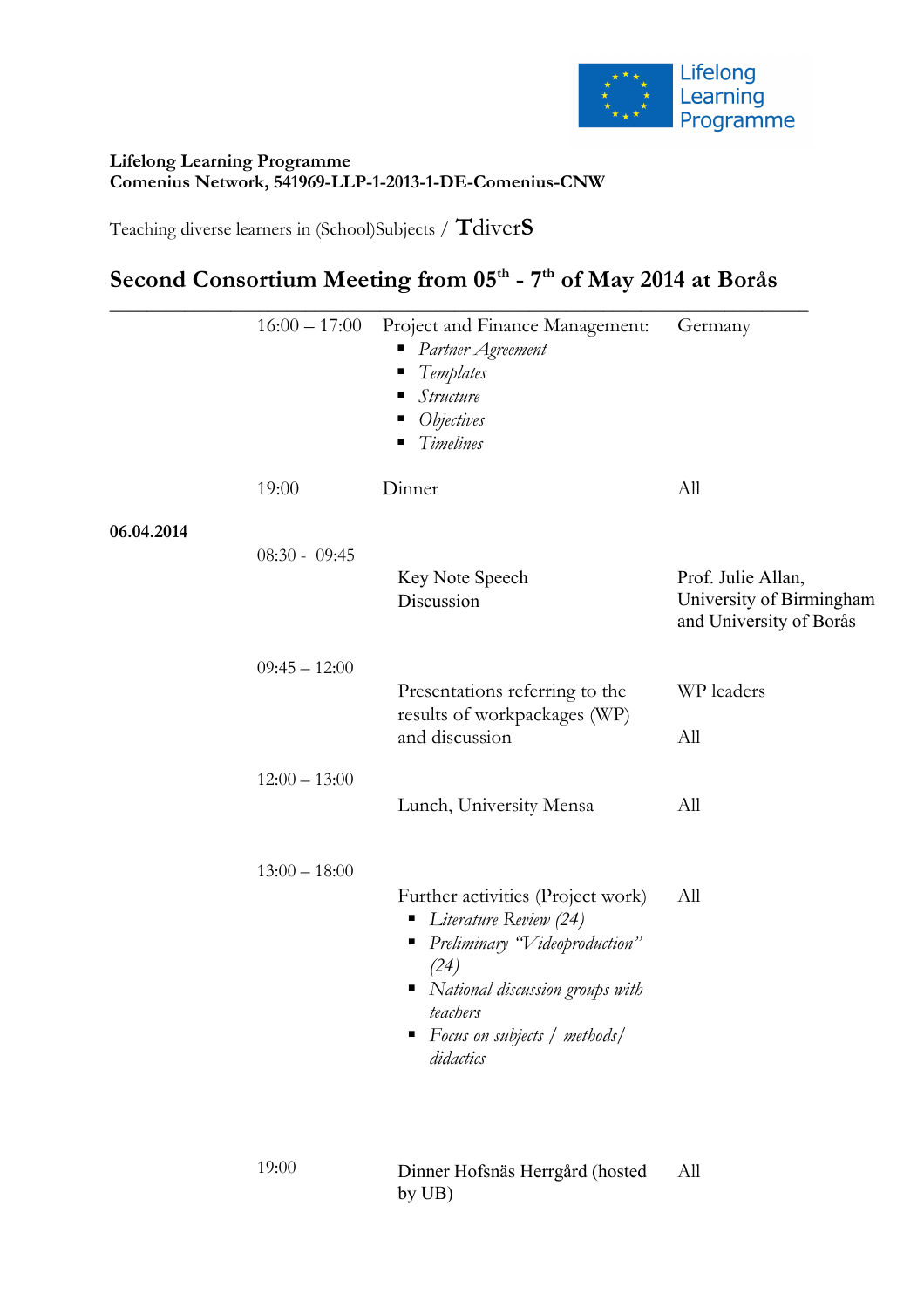**Lifelong Learning Programme**
**Comenius Network, 541969-LLP-1-2013-1-DE-Comenius-CNW**

Teaching diverse learners in (School)Subjects / **TdiverS**

## Second Consortium Meeting from 05th - 7th of May 2014 at Borås

| | | | |
|---|---|---|---|
| | 16:00 – 17:00 | Project and Finance Management:<br>▪ *Partner Agreement*<br>▪ *Templates*<br>▪ *Structure*<br>▪ *Objectives*<br>▪ *Timelines* | Germany |
| | 19:00 | Dinner | All |
| **06.04.2014** | | | |
| | 08:30 - 09:45 | Key Note Speech<br>Discussion | Prof. Julie Allan, University of Birmingham and University of Borås |
| | 09:45 – 12:00 | Presentations referring to the results of workpackages (WP) and discussion | WP leaders<br><br>All |
| | 12:00 – 13:00 | Lunch, University Mensa | All |
| | 13:00 – 18:00 | Further activities (Project work)<br>▪ *Literature Review (24)*<br>▪ *Preliminary "Videoproduction" (24)*<br>▪ *National discussion groups with teachers*<br>▪ *Focus on subjects / methods/ didactics* | All |
| | 19:00 | Dinner Hofsnäs Herrgård (hosted by UB) | All |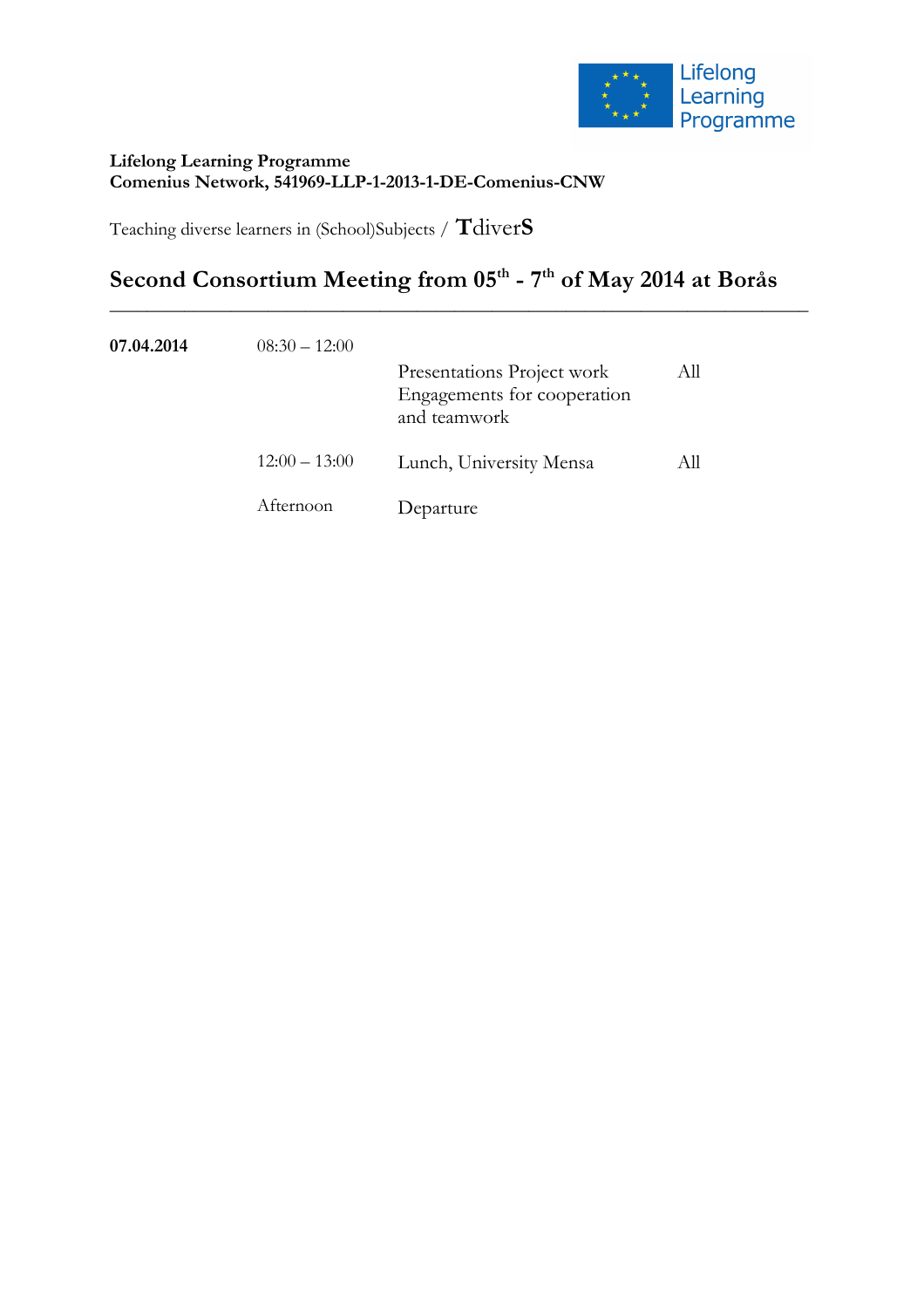**Lifelong Learning Programme**
**Comenius Network, 541969-LLP-1-2013-1-DE-Comenius-CNW**

Teaching diverse learners in (School)Subjects / **T**diver**S**

## Second Consortium Meeting from 05th - 7th of May 2014 at Borås

| | | | |
|---|---|---|---|
| **07.04.2014** | 08:30 – 12:00 | Presentations Project work Engagements for cooperation and teamwork | All |
| | 12:00 – 13:00 | Lunch, University Mensa | All |
| | Afternoon | Departure | |